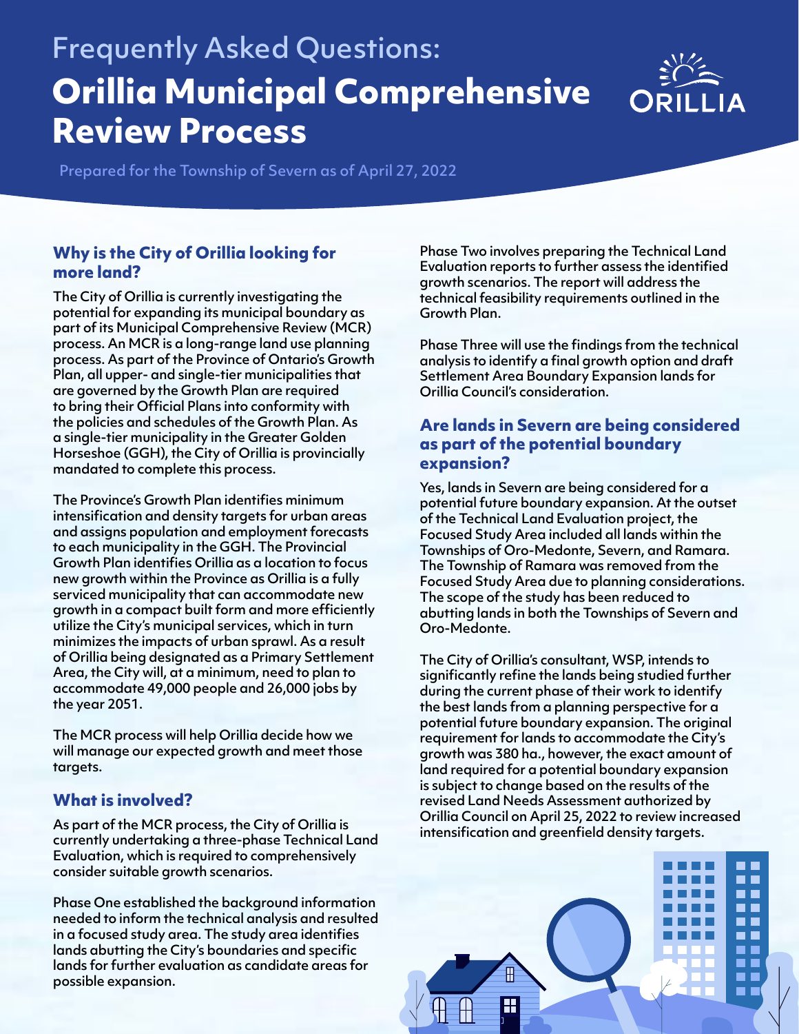Frequently Asked Questions:

# Orillia Municipal Comprehensive Review Process

Prepared for the Township of Severn as of April 27, 2022

## Why is the City of Orillia looking for more land?

The City of Orillia is currently investigating the potential for expanding its municipal boundary as part of its Municipal Comprehensive Review (MCR) process. An MCR is a long-range land use planning process. As part of the Province of Ontario's Growth Plan, all upper- and single-tier municipalities that are governed by the Growth Plan are required to bring their Official Plans into conformity with the policies and schedules of the Growth Plan. As a single-tier municipality in the Greater Golden Horseshoe (GGH), the City of Orillia is provincially mandated to complete this process.

The Province's Growth Plan identifies minimum intensification and density targets for urban areas and assigns population and employment forecasts to each municipality in the GGH. The Provincial Growth Plan identifies Orillia as a location to focus new growth within the Province as Orillia is a fully serviced municipality that can accommodate new growth in a compact built form and more efficiently utilize the City's municipal services, which in turn minimizes the impacts of urban sprawl. As a result of Orillia being designated as a Primary Settlement Area, the City will, at a minimum, need to plan to accommodate 49,000 people and 26,000 jobs by the year 2051.

The MCR process will help Orillia decide how we will manage our expected growth and meet those targets.

## What is involved?

As part of the MCR process, the City of Orillia is currently undertaking a three-phase Technical Land Evaluation, which is required to comprehensively consider suitable growth scenarios.

Phase One established the background information needed to inform the technical analysis and resulted in a focused study area. The study area identifies lands abutting the City's boundaries and specific lands for further evaluation as candidate areas for possible expansion.

Phase Two involves preparing the Technical Land Evaluation reports to further assess the identified growth scenarios. The report will address the technical feasibility requirements outlined in the Growth Plan.

Phase Three will use the findings from the technical analysis to identify a final growth option and draft Settlement Area Boundary Expansion lands for Orillia Council's consideration.

## Are lands in Severn are being considered as part of the potential boundary expansion?

Yes, lands in Severn are being considered for a potential future boundary expansion. At the outset of the Technical Land Evaluation project, the Focused Study Area included all lands within the Townships of Oro-Medonte, Severn, and Ramara. The Township of Ramara was removed from the Focused Study Area due to planning considerations. The scope of the study has been reduced to abutting lands in both the Townships of Severn and Oro-Medonte.

The City of Orillia's consultant, WSP, intends to significantly refine the lands being studied further during the current phase of their work to identify the best lands from a planning perspective for a potential future boundary expansion. The original requirement for lands to accommodate the City's growth was 380 ha., however, the exact amount of land required for a potential boundary expansion is subject to change based on the results of the revised Land Needs Assessment authorized by Orillia Council on April 25, 2022 to review increased intensification and greenfield density targets.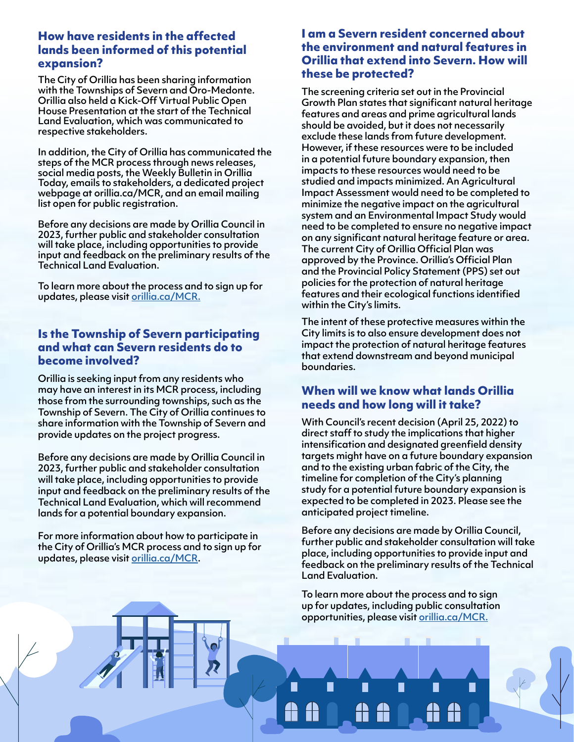## How have residents in the affected lands been informed of this potential expansion?

The City of Orillia has been sharing information with the Townships of Severn and Oro-Medonte. Orillia also held a Kick-Off Virtual Public Open House Presentation at the start of the Technical Land Evaluation, which was communicated to respective stakeholders.

In addition, the City of Orillia has communicated the steps of the MCR process through news releases, social media posts, the Weekly Bulletin in Orillia Today, emails to stakeholders, a dedicated project webpage at orillia.ca/MCR, and an email mailing list open for public registration.

Before any decisions are made by Orillia Council in 2023, further public and stakeholder consultation will take place, including opportunities to provide input and feedback on the preliminary results of the Technical Land Evaluation.

To learn more about the process and to sign up for updates, please visit orillia.ca/MCR.

## Is the Township of Severn participating and what can Severn residents do to become involved?

Orillia is seeking input from any residents who may have an interest in its MCR process, including those from the surrounding townships, such as the Township of Severn. The City of Orillia continues to share information with the Township of Severn and provide updates on the project progress.

Before any decisions are made by Orillia Council in 2023, further public and stakeholder consultation will take place, including opportunities to provide input and feedback on the preliminary results of the Technical Land Evaluation, which will recommend lands for a potential boundary expansion.

For more information about how to participate in the City of Orillia's MCR process and to sign up for updates, please visit orillia.ca/MCR.

## I am a Severn resident concerned about the environment and natural features in Orillia that extend into Severn. How will these be protected?

The screening criteria set out in the Provincial Growth Plan states that significant natural heritage features and areas and prime agricultural lands should be avoided, but it does not necessarily exclude these lands from future development. However, if these resources were to be included in a potential future boundary expansion, then impacts to these resources would need to be studied and impacts minimized. An Agricultural Impact Assessment would need to be completed to minimize the negative impact on the agricultural system and an Environmental Impact Study would need to be completed to ensure no negative impact on any significant natural heritage feature or area. The current City of Orillia Official Plan was approved by the Province. Orillia's Official Plan and the Provincial Policy Statement (PPS) set out policies for the protection of natural heritage features and their ecological functions identified within the City's limits.

The intent of these protective measures within the City limits is to also ensure development does not impact the protection of natural heritage features that extend downstream and beyond municipal boundaries.

## When will we know what lands Orillia needs and how long will it take?

With Council's recent decision (April 25, 2022) to direct staff to study the implications that higher intensification and designated greenfield density targets might have on a future boundary expansion and to the existing urban fabric of the City, the timeline for completion of the City's planning study for a potential future boundary expansion is expected to be completed in 2023. Please see the anticipated project timeline.

Before any decisions are made by Orillia Council, further public and stakeholder consultation will take place, including opportunities to provide input and feedback on the preliminary results of the Technical Land Evaluation.

To learn more about the process and to sign up for updates, including public consultation opportunities, please visit orillia.ca/MCR.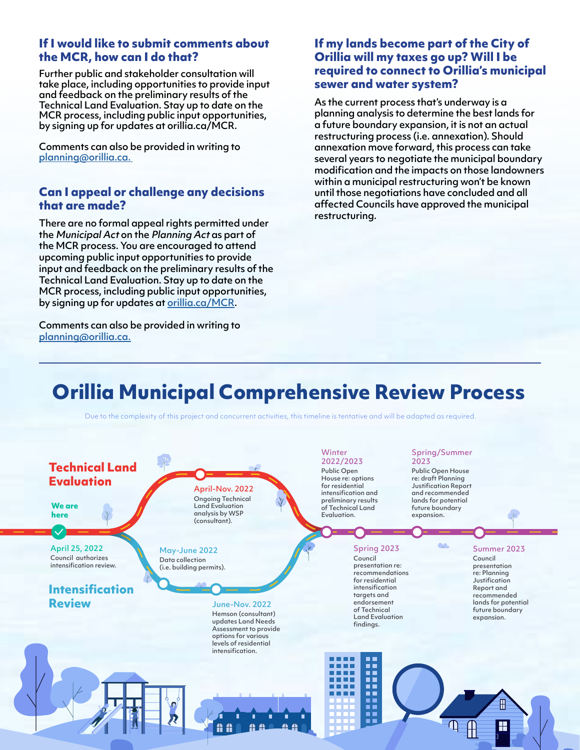### If I would like to submit comments about the MCR, how can I do that?

Further public and stakeholder consultation will take place, including opportunities to provide input and feedback on the preliminary results of the Technical Land Evaluation. Stay up to date on the MCR process, including public input opportunities, by signing up for updates at orillia.ca/MCR.

Comments can also be provided in writing to planning@orillia.ca.

### Can I appeal or challenge any decisions that are made?

There are no formal appeal rights permitted under the *Municipal Act* on the *Planning Act* as part of the MCR process. You are encouraged to attend upcoming public input opportunities to provide input and feedback on the preliminary results of the Technical Land Evaluation. Stay up to date on the MCR process, including public input opportunities, by signing up for updates at orillia.ca/MCR.

Comments can also be provided in writing to planning@orillia.ca.

### If my lands become part of the City of Orillia will my taxes go up? Will I be required to connect to Orillia's municipal sewer and water system?

As the current process that's underway is a planning analysis to determine the best lands for a future boundary expansion, it is not an actual restructuring process (i.e. annexation). Should annexation move forward, this process can take several years to negotiate the municipal boundary modification and the impacts on those landowners within a municipal restructuring won't be known until those negotiations have concluded and all affected Councils have approved the municipal restructuring.

## Orillia Municipal Comprehensive Review Process

Due to the complexity of this project and concurrent activities, this timeline is tentative and will be adapted as required.

**Technical Land Evaluation**

**We are here**

**April 25, 2022**
Council authorizes intensification review.

**April-Nov. 2022**
Ongoing Technical Land Evaluation analysis by WSP (consultant).

**Winter 2022/2023**
Public Open House re: options for residential intensification and preliminary results of Technical Land Evaluation.

**Spring/Summer 2023**
Public Open House re: draft Planning Justification Report and recommended lands for potential future boundary expansion.

**Intensification Review**

**May-June 2022**
Data collection (i.e. building permits).

**June-Nov. 2022**
Hemson (consultant) updates Land Needs Assessment to provide options for various levels of residential intensification.

**Spring 2023**
Council presentation re: recommendations for residential intensification targets and endorsement of Technical Land Evaluation findings.

**Summer 2023**
Council presentation re: Planning Justification Report and recommended lands for potential future boundary expansion.